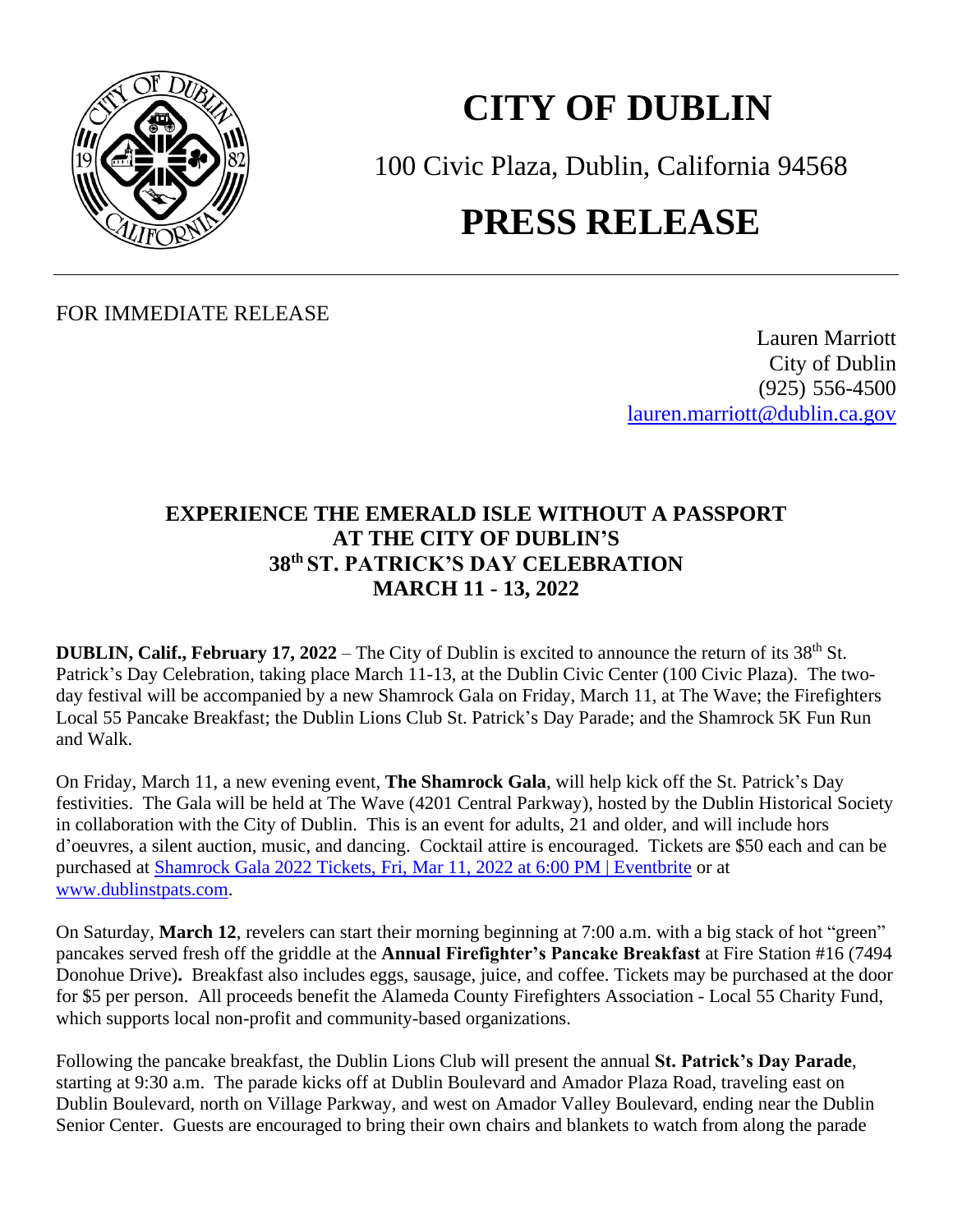# CITY OF DUBLIN

100 Civic Plaza, Dublin, California 94568

# PRESS RELEASE

FOR IMMEDIATE RELEASE

Lauren Marriott
City of Dublin
(925) 556-4500
lauren.marriott@dublin.ca.gov

## EXPERIENCE THE EMERALD ISLE WITHOUT A PASSPORT AT THE CITY OF DUBLIN'S 38th ST. PATRICK'S DAY CELEBRATION MARCH 11 - 13, 2022

**DUBLIN, Calif., February 17, 2022** – The City of Dublin is excited to announce the return of its 38th St. Patrick's Day Celebration, taking place March 11-13, at the Dublin Civic Center (100 Civic Plaza). The two-day festival will be accompanied by a new Shamrock Gala on Friday, March 11, at The Wave; the Firefighters Local 55 Pancake Breakfast; the Dublin Lions Club St. Patrick's Day Parade; and the Shamrock 5K Fun Run and Walk.

On Friday, March 11, a new evening event, **The Shamrock Gala**, will help kick off the St. Patrick's Day festivities. The Gala will be held at The Wave (4201 Central Parkway), hosted by the Dublin Historical Society in collaboration with the City of Dublin. This is an event for adults, 21 and older, and will include hors d'oeuvres, a silent auction, music, and dancing. Cocktail attire is encouraged. Tickets are $50 each and can be purchased at Shamrock Gala 2022 Tickets, Fri, Mar 11, 2022 at 6:00 PM | Eventbrite or at www.dublinstpats.com.

On Saturday, **March 12**, revelers can start their morning beginning at 7:00 a.m. with a big stack of hot "green" pancakes served fresh off the griddle at the **Annual Firefighter's Pancake Breakfast** at Fire Station #16 (7494 Donohue Drive)**.** Breakfast also includes eggs, sausage, juice, and coffee. Tickets may be purchased at the door for $5 per person. All proceeds benefit the Alameda County Firefighters Association - Local 55 Charity Fund, which supports local non-profit and community-based organizations.

Following the pancake breakfast, the Dublin Lions Club will present the annual **St. Patrick's Day Parade**, starting at 9:30 a.m. The parade kicks off at Dublin Boulevard and Amador Plaza Road, traveling east on Dublin Boulevard, north on Village Parkway, and west on Amador Valley Boulevard, ending near the Dublin Senior Center. Guests are encouraged to bring their own chairs and blankets to watch from along the parade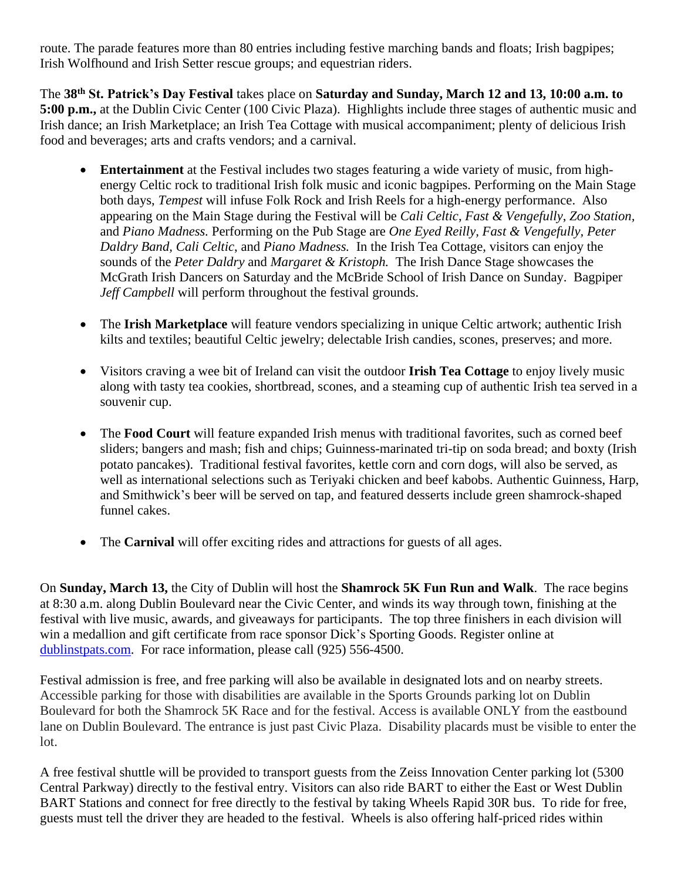route. The parade features more than 80 entries including festive marching bands and floats; Irish bagpipes; Irish Wolfhound and Irish Setter rescue groups; and equestrian riders.

The **38th St. Patrick's Day Festival** takes place on **Saturday and Sunday, March 12 and 13, 10:00 a.m. to 5:00 p.m.,** at the Dublin Civic Center (100 Civic Plaza). Highlights include three stages of authentic music and Irish dance; an Irish Marketplace; an Irish Tea Cottage with musical accompaniment; plenty of delicious Irish food and beverages; arts and crafts vendors; and a carnival.

- **Entertainment** at the Festival includes two stages featuring a wide variety of music, from high-energy Celtic rock to traditional Irish folk music and iconic bagpipes. Performing on the Main Stage both days, *Tempest* will infuse Folk Rock and Irish Reels for a high-energy performance. Also appearing on the Main Stage during the Festival will be *Cali Celtic*, *Fast & Vengefully*, *Zoo Station,* and *Piano Madness.* Performing on the Pub Stage are *One Eyed Reilly, Fast & Vengefully, Peter Daldry Band, Cali Celtic*, and *Piano Madness.* In the Irish Tea Cottage, visitors can enjoy the sounds of the *Peter Daldry* and *Margaret & Kristoph.* The Irish Dance Stage showcases the McGrath Irish Dancers on Saturday and the McBride School of Irish Dance on Sunday. Bagpiper *Jeff Campbell* will perform throughout the festival grounds.

- The **Irish Marketplace** will feature vendors specializing in unique Celtic artwork; authentic Irish kilts and textiles; beautiful Celtic jewelry; delectable Irish candies, scones, preserves; and more.

- Visitors craving a wee bit of Ireland can visit the outdoor **Irish Tea Cottage** to enjoy lively music along with tasty tea cookies, shortbread, scones, and a steaming cup of authentic Irish tea served in a souvenir cup.

- The **Food Court** will feature expanded Irish menus with traditional favorites, such as corned beef sliders; bangers and mash; fish and chips; Guinness-marinated tri-tip on soda bread; and boxty (Irish potato pancakes). Traditional festival favorites, kettle corn and corn dogs, will also be served, as well as international selections such as Teriyaki chicken and beef kabobs. Authentic Guinness, Harp, and Smithwick's beer will be served on tap, and featured desserts include green shamrock-shaped funnel cakes.

- The **Carnival** will offer exciting rides and attractions for guests of all ages.

On **Sunday, March 13,** the City of Dublin will host the **Shamrock 5K Fun Run and Walk**. The race begins at 8:30 a.m. along Dublin Boulevard near the Civic Center, and winds its way through town, finishing at the festival with live music, awards, and giveaways for participants. The top three finishers in each division will win a medallion and gift certificate from race sponsor Dick's Sporting Goods. Register online at [dublinstpats.com](dublinstpats.com). For race information, please call (925) 556-4500.

Festival admission is free, and free parking will also be available in designated lots and on nearby streets. Accessible parking for those with disabilities are available in the Sports Grounds parking lot on Dublin Boulevard for both the Shamrock 5K Race and for the festival. Access is available ONLY from the eastbound lane on Dublin Boulevard. The entrance is just past Civic Plaza. Disability placards must be visible to enter the lot.

A free festival shuttle will be provided to transport guests from the Zeiss Innovation Center parking lot (5300 Central Parkway) directly to the festival entry. Visitors can also ride BART to either the East or West Dublin BART Stations and connect for free directly to the festival by taking Wheels Rapid 30R bus. To ride for free, guests must tell the driver they are headed to the festival. Wheels is also offering half-priced rides within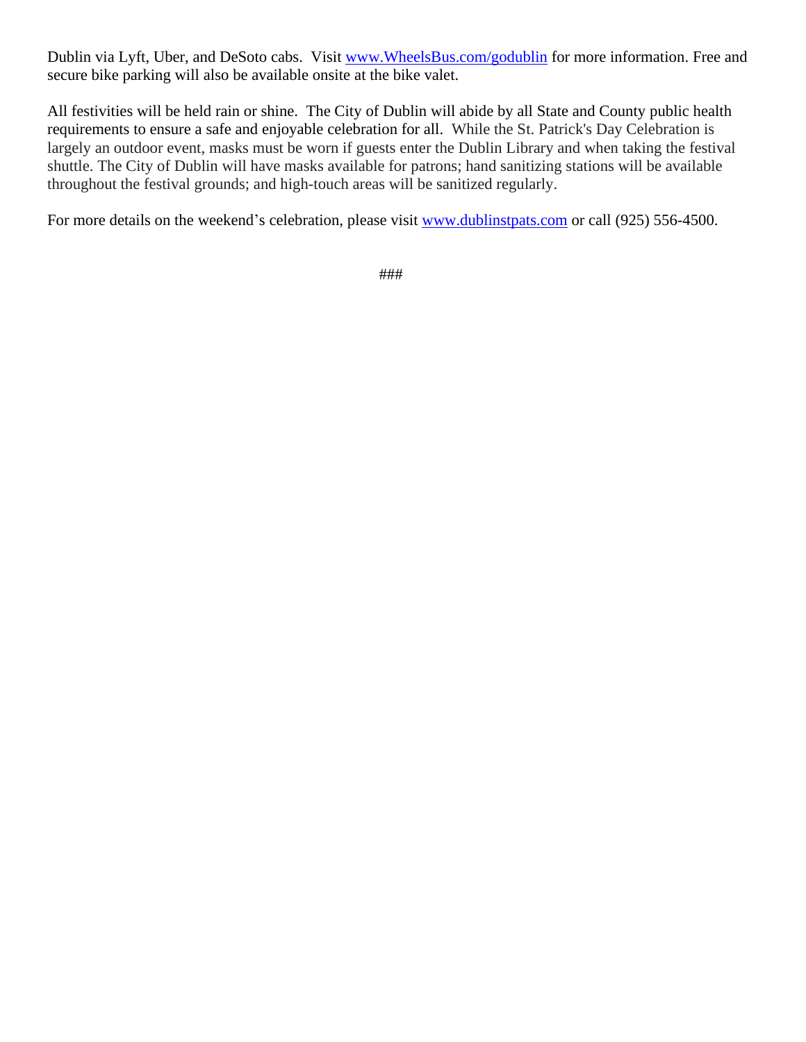Dublin via Lyft, Uber, and DeSoto cabs. Visit [www.WheelsBus.com/godublin](http://www.WheelsBus.com/godublin) for more information. Free and secure bike parking will also be available onsite at the bike valet.

All festivities will be held rain or shine. The City of Dublin will abide by all State and County public health requirements to ensure a safe and enjoyable celebration for all. While the St. Patrick's Day Celebration is largely an outdoor event, masks must be worn if guests enter the Dublin Library and when taking the festival shuttle. The City of Dublin will have masks available for patrons; hand sanitizing stations will be available throughout the festival grounds; and high-touch areas will be sanitized regularly.

For more details on the weekend's celebration, please visit [www.dublinstpats.com](http://www.dublinstpats.com) or call (925) 556-4500.

###